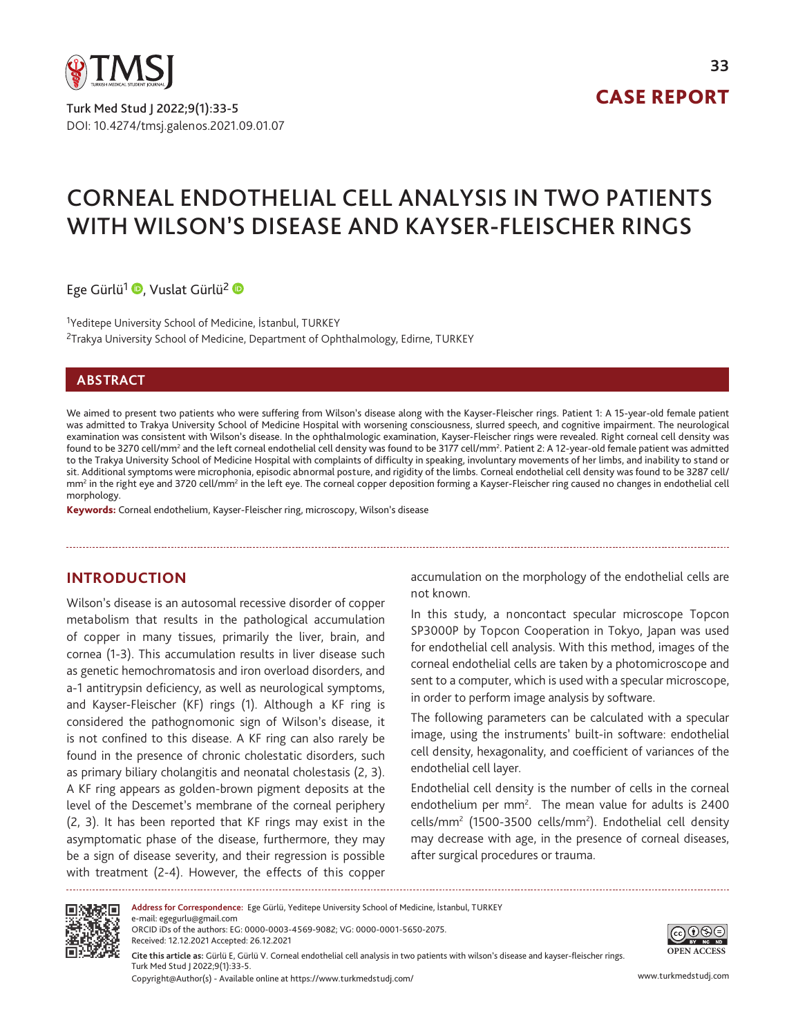CASE REPORT

DOI: 10.4274/tmsj.galenos.2021.09.01.07

# CORNEAL ENDOTHELIAL CELL ANALYSIS IN TWO PATIENTS WITH WILSON'S DISEASE AND KAYSER-FLEISCHER RINGS

Ege Gürlü[1], Vuslat Gürlü[2]

[1]Yeditepe University School of Medicine, İstanbul, TURKEY

[2]Trakya University School of Medicine, Department of Ophthalmology, Edirne, TURKEY

## ABSTRACT

We aimed to present two patients who were suffering from Wilson's disease along with the Kayser-Fleischer rings. Patient 1: A 15-year-old female patient was admitted to Trakya University School of Medicine Hospital with worsening consciousness, slurred speech, and cognitive impairment. The neurological examination was consistent with Wilson's disease. In the ophthalmologic examination, Kayser-Fleischer rings were revealed. Right corneal cell density was found to be 3270 cell/mm$^2$ and the left corneal endothelial cell density was found to be 3177 cell/mm$^2$. Patient 2: A 12-year-old female patient was admitted to the Trakya University School of Medicine Hospital with complaints of difficulty in speaking, involuntary movements of her limbs, and inability to stand or sit. Additional symptoms were microphonia, episodic abnormal posture, and rigidity of the limbs. Corneal endothelial cell density was found to be 3287 cell/mm$^2$ in the right eye and 3720 cell/mm$^2$ in the left eye. The corneal copper deposition forming a Kayser-Fleischer ring caused no changes in endothelial cell morphology.

**Keywords:** Corneal endothelium, Kayser-Fleischer ring, microscopy, Wilson's disease

## INTRODUCTION

Wilson's disease is an autosomal recessive disorder of copper metabolism that results in the pathological accumulation of copper in many tissues, primarily the liver, brain, and cornea (1-3). This accumulation results in liver disease such as genetic hemochromatosis and iron overload disorders, and a-1 antitrypsin deficiency, as well as neurological symptoms, and Kayser-Fleischer (KF) rings (1). Although a KF ring is considered the pathognomonic sign of Wilson's disease, it is not confined to this disease. A KF ring can also rarely be found in the presence of chronic cholestatic disorders, such as primary biliary cholangitis and neonatal cholestasis (2, 3). A KF ring appears as golden-brown pigment deposits at the level of the Descemet's membrane of the corneal periphery (2, 3). It has been reported that KF rings may exist in the asymptomatic phase of the disease, furthermore, they may be a sign of disease severity, and their regression is possible with treatment (2-4). However, the effects of this copper accumulation on the morphology of the endothelial cells are not known.

In this study, a noncontact specular microscope Topcon SP3000P by Topcon Cooperation in Tokyo, Japan was used for endothelial cell analysis. With this method, images of the corneal endothelial cells are taken by a photomicroscope and sent to a computer, which is used with a specular microscope, in order to perform image analysis by software.

The following parameters can be calculated with a specular image, using the instruments' built-in software: endothelial cell density, hexagonality, and coefficient of variances of the endothelial cell layer.

Endothelial cell density is the number of cells in the corneal endothelium per mm$^2$. The mean value for adults is 2400 cells/mm$^2$ (1500-3500 cells/mm$^2$). Endothelial cell density may decrease with age, in the presence of corneal diseases, after surgical procedures or trauma.

**Address for Correspondence:** Ege Gürlü, Yeditepe University School of Medicine, İstanbul, TURKEY
e-mail: egegurlu@gmail.com
ORCID iDs of the authors: EG: 0000-0003-4569-9082; VG: 0000-0001-5650-2075.
Received: 12.12.2021 Accepted: 26.12.2021

**Cite this article as:** Gürlü E, Gürlü V. Corneal endothelial cell analysis in two patients with wilson's disease and kayser-fleischer rings. Turk Med Stud J 2022;9(1):33-5.

Copyright@Author(s) - Available online at https://www.turkmedstudj.com/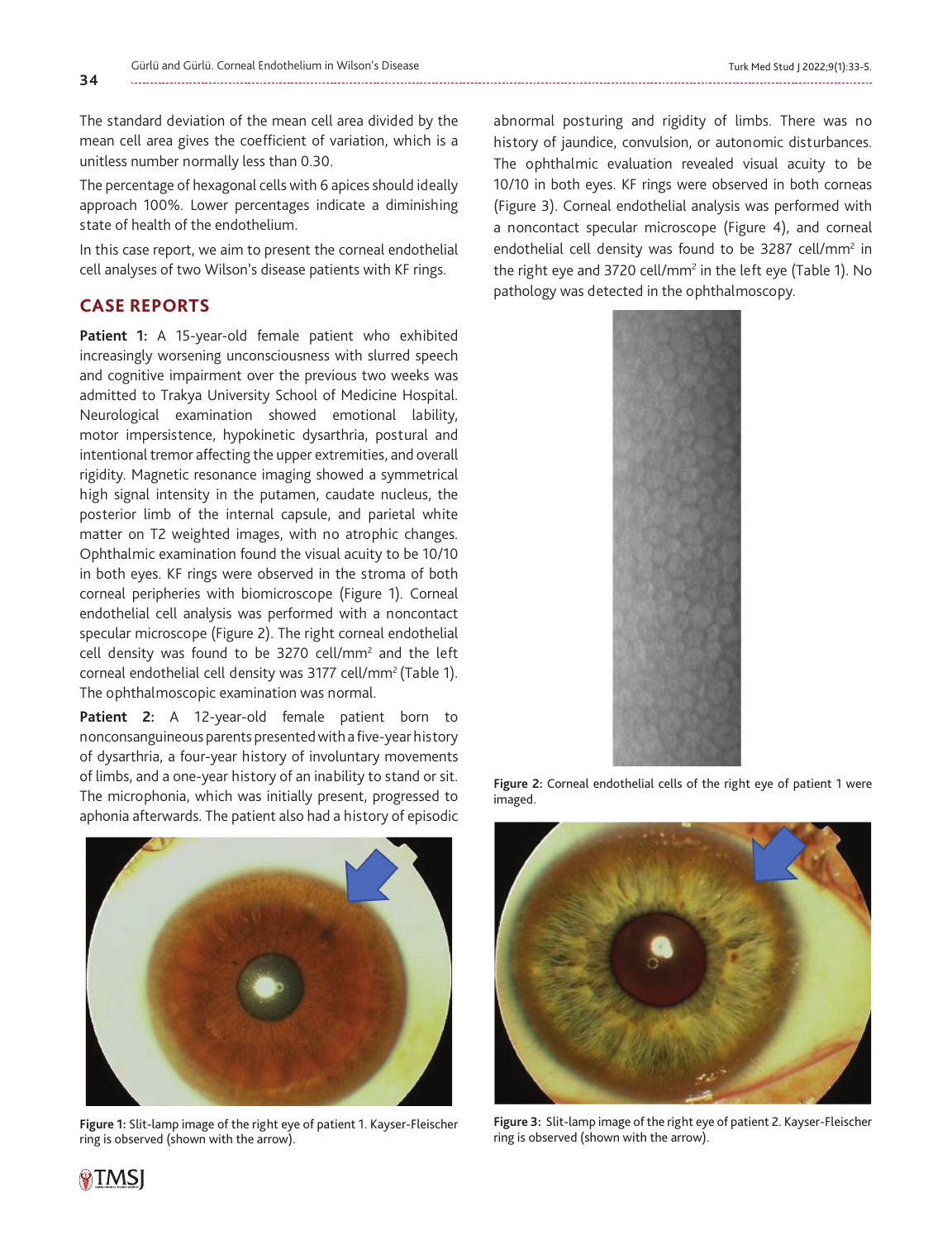The standard deviation of the mean cell area divided by the mean cell area gives the coefficient of variation, which is a unitless number normally less than 0.30.

The percentage of hexagonal cells with 6 apices should ideally approach 100%. Lower percentages indicate a diminishing state of health of the endothelium.

In this case report, we aim to present the corneal endothelial cell analyses of two Wilson's disease patients with KF rings.

## CASE REPORTS

**Patient 1:** A 15-year-old female patient who exhibited increasingly worsening unconsciousness with slurred speech and cognitive impairment over the previous two weeks was admitted to Trakya University School of Medicine Hospital. Neurological examination showed emotional lability, motor impersistence, hypokinetic dysarthria, postural and intentional tremor affecting the upper extremities, and overall rigidity. Magnetic resonance imaging showed a symmetrical high signal intensity in the putamen, caudate nucleus, the posterior limb of the internal capsule, and parietal white matter on T2 weighted images, with no atrophic changes. Ophthalmic examination found the visual acuity to be 10/10 in both eyes. KF rings were observed in the stroma of both corneal peripheries with biomicroscope (Figure 1). Corneal endothelial cell analysis was performed with a noncontact specular microscope (Figure 2). The right corneal endothelial cell density was found to be 3270 cell/mm$^2$ and the left corneal endothelial cell density was 3177 cell/mm$^2$ (Table 1). The ophthalmoscopic examination was normal.

**Patient 2:** A 12-year-old female patient born to nonconsanguineous parents presented with a five-year history of dysarthria, a four-year history of involuntary movements of limbs, and a one-year history of an inability to stand or sit. The microphonia, which was initially present, progressed to aphonia afterwards. The patient also had a history of episodic abnormal posturing and rigidity of limbs. There was no history of jaundice, convulsion, or autonomic disturbances. The ophthalmic evaluation revealed visual acuity to be 10/10 in both eyes. KF rings were observed in both corneas (Figure 3). Corneal endothelial analysis was performed with a noncontact specular microscope (Figure 4), and corneal endothelial cell density was found to be 3287 cell/mm$^2$ in the right eye and 3720 cell/mm$^2$ in the left eye (Table 1). No pathology was detected in the ophthalmoscopy.

**Figure 2:** Corneal endothelial cells of the right eye of patient 1 were imaged.

**Figure 1:** Slit-lamp image of the right eye of patient 1. Kayser-Fleischer ring is observed (shown with the arrow).

**Figure 3:** Slit-lamp image of the right eye of patient 2. Kayser-Fleischer ring is observed (shown with the arrow).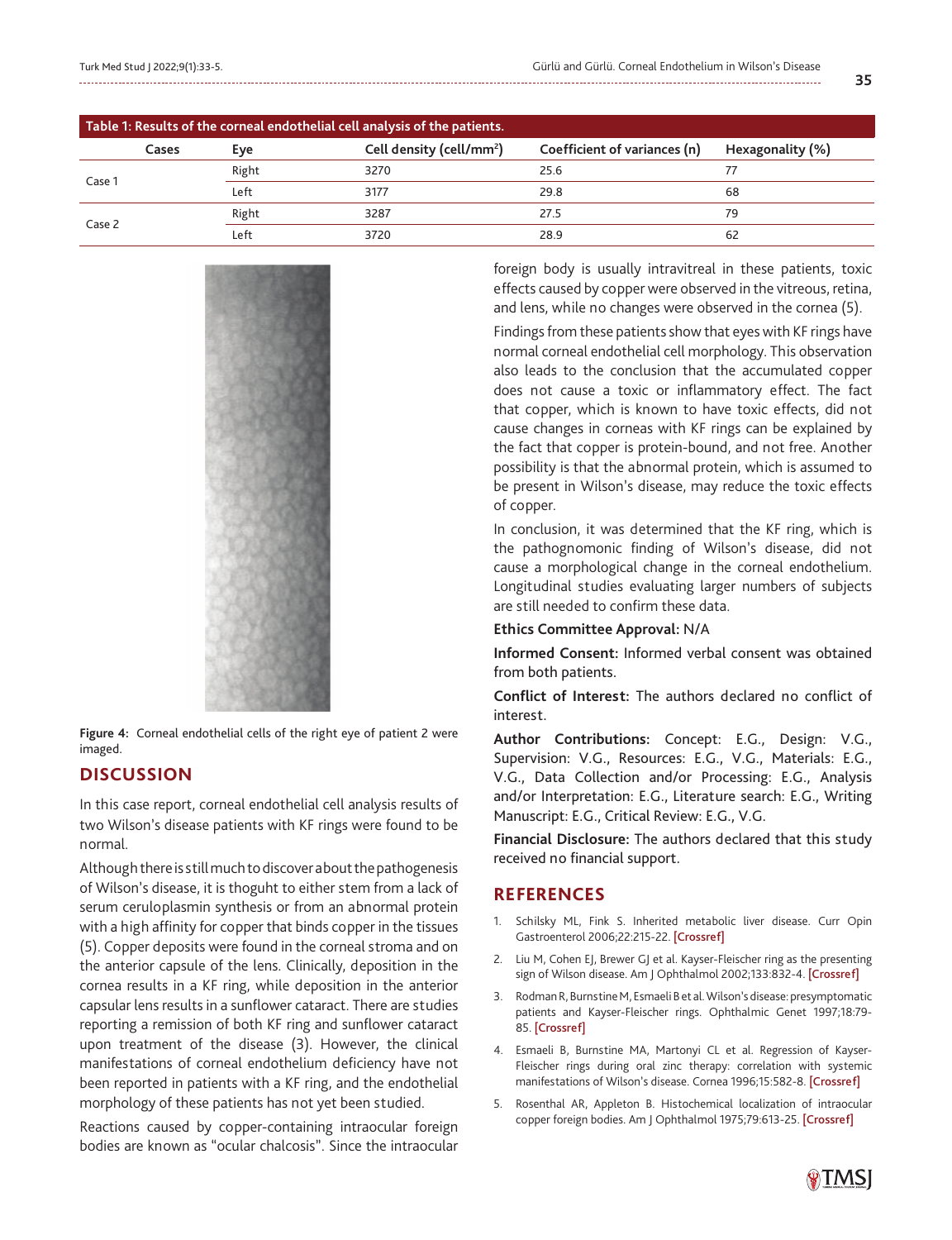**Table 1: Results of the corneal endothelial cell analysis of the patients.**

| Cases | Eye | Cell density (cell/mm²) | Coefficient of variances (n) | Hexagonality (%) |
|---|---|---|---|---|
| Case 1 | Right | 3270 | 25.6 | 77 |
| | Left | 3177 | 29.8 | 68 |
| Case 2 | Right | 3287 | 27.5 | 79 |
| | Left | 3720 | 28.9 | 62 |

**Figure 4:** Corneal endothelial cells of the right eye of patient 2 were imaged.

## DISCUSSION

In this case report, corneal endothelial cell analysis results of two Wilson's disease patients with KF rings were found to be normal.

Although there is still much to discover about the pathogenesis of Wilson's disease, it is thoguht to either stem from a lack of serum ceruloplasmin synthesis or from an abnormal protein with a high affinity for copper that binds copper in the tissues (5). Copper deposits were found in the corneal stroma and on the anterior capsule of the lens. Clinically, deposition in the cornea results in a KF ring, while deposition in the anterior capsular lens results in a sunflower cataract. There are studies reporting a remission of both KF ring and sunflower cataract upon treatment of the disease (3). However, the clinical manifestations of corneal endothelium deficiency have not been reported in patients with a KF ring, and the endothelial morphology of these patients has not yet been studied.

Reactions caused by copper-containing intraocular foreign bodies are known as "ocular chalcosis". Since the intraocular foreign body is usually intravitreal in these patients, toxic effects caused by copper were observed in the vitreous, retina, and lens, while no changes were observed in the cornea (5).

Findings from these patients show that eyes with KF rings have normal corneal endothelial cell morphology. This observation also leads to the conclusion that the accumulated copper does not cause a toxic or inflammatory effect. The fact that copper, which is known to have toxic effects, did not cause changes in corneas with KF rings can be explained by the fact that copper is protein-bound, and not free. Another possibility is that the abnormal protein, which is assumed to be present in Wilson's disease, may reduce the toxic effects of copper.

In conclusion, it was determined that the KF ring, which is the pathognomonic finding of Wilson's disease, did not cause a morphological change in the corneal endothelium. Longitudinal studies evaluating larger numbers of subjects are still needed to confirm these data.

**Ethics Committee Approval:** N/A

**Informed Consent:** Informed verbal consent was obtained from both patients.

**Conflict of Interest:** The authors declared no conflict of interest.

**Author Contributions:** Concept: E.G., Design: V.G., Supervision: V.G., Resources: E.G., V.G., Materials: E.G., V.G., Data Collection and/or Processing: E.G., Analysis and/or Interpretation: E.G., Literature search: E.G., Writing Manuscript: E.G., Critical Review: E.G., V.G.

**Financial Disclosure:** The authors declared that this study received no financial support.

## REFERENCES

1. Schilsky ML, Fink S. Inherited metabolic liver disease. Curr Opin Gastroenterol 2006;22:215-22. [Crossref]
2. Liu M, Cohen EJ, Brewer GJ et al. Kayser-Fleischer ring as the presenting sign of Wilson disease. Am J Ophthalmol 2002;133:832-4. [Crossref]
3. Rodman R, Burnstine M, Esmaeli B et al. Wilson's disease: presymptomatic patients and Kayser-Fleischer rings. Ophthalmic Genet 1997;18:79-85. [Crossref]
4. Esmaeli B, Burnstine MA, Martonyi CL et al. Regression of Kayser-Fleischer rings during oral zinc therapy: correlation with systemic manifestations of Wilson's disease. Cornea 1996;15:582-8. [Crossref]
5. Rosenthal AR, Appleton B. Histochemical localization of intraocular copper foreign bodies. Am J Ophthalmol 1975;79:613-25. [Crossref]